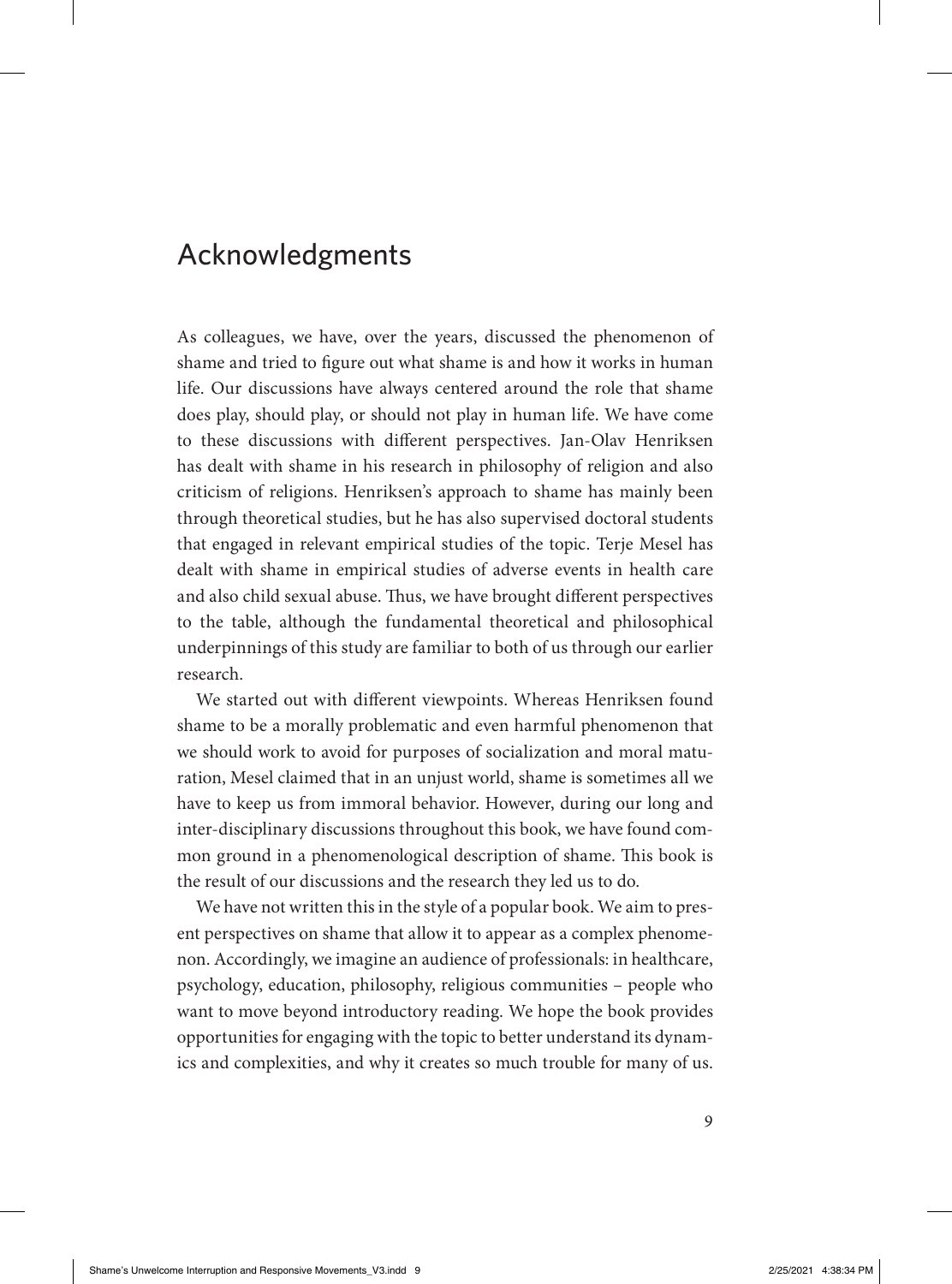# Acknowledgments

As colleagues, we have, over the years, discussed the phenomenon of shame and tried to figure out what shame is and how it works in human life. Our discussions have always centered around the role that shame does play, should play, or should not play in human life. We have come to these discussions with different perspectives. Jan-Olav Henriksen has dealt with shame in his research in philosophy of religion and also criticism of religions. Henriksen's approach to shame has mainly been through theoretical studies, but he has also supervised doctoral students that engaged in relevant empirical studies of the topic. Terje Mesel has dealt with shame in empirical studies of adverse events in health care and also child sexual abuse. Thus, we have brought different perspectives to the table, although the fundamental theoretical and philosophical underpinnings of this study are familiar to both of us through our earlier research.

We started out with different viewpoints. Whereas Henriksen found shame to be a morally problematic and even harmful phenomenon that we should work to avoid for purposes of socialization and moral maturation, Mesel claimed that in an unjust world, shame is sometimes all we have to keep us from immoral behavior. However, during our long and inter-disciplinary discussions throughout this book, we have found common ground in a phenomenological description of shame. This book is the result of our discussions and the research they led us to do.

We have not written this in the style of a popular book. We aim to present perspectives on shame that allow it to appear as a complex phenomenon. Accordingly, we imagine an audience of professionals: in healthcare, psychology, education, philosophy, religious communities – people who want to move beyond introductory reading. We hope the book provides opportunities for engaging with the topic to better understand its dynamics and complexities, and why it creates so much trouble for many of us.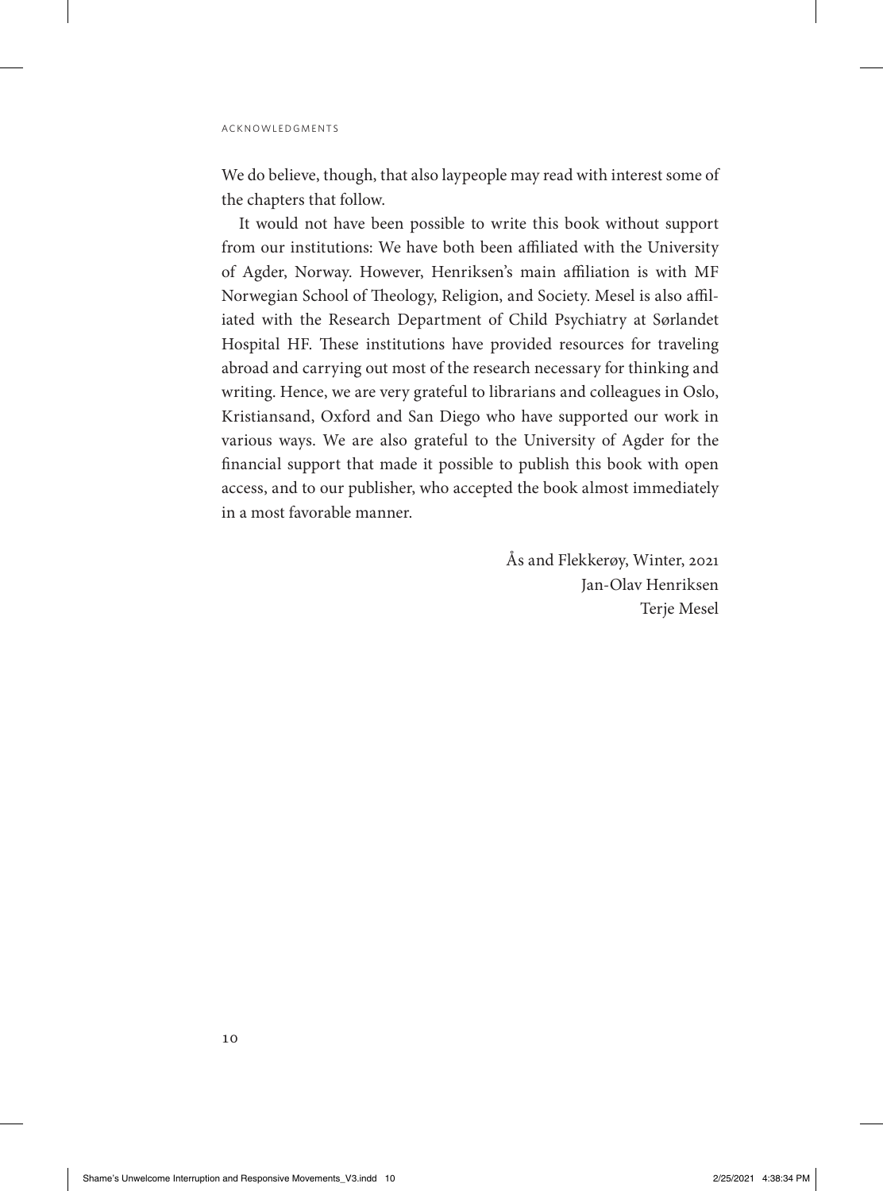We do believe, though, that also laypeople may read with interest some of the chapters that follow.

It would not have been possible to write this book without support from our institutions: We have both been affiliated with the University of Agder, Norway. However, Henriksen's main affiliation is with MF Norwegian School of Theology, Religion, and Society. Mesel is also affiliated with the Research Department of Child Psychiatry at Sørlandet Hospital HF. These institutions have provided resources for traveling abroad and carrying out most of the research necessary for thinking and writing. Hence, we are very grateful to librarians and colleagues in Oslo, Kristiansand, Oxford and San Diego who have supported our work in various ways. We are also grateful to the University of Agder for the financial support that made it possible to publish this book with open access, and to our publisher, who accepted the book almost immediately in a most favorable manner.

Ås and Flekkerøy, Winter, 2021
Jan-Olav Henriksen
Terje Mesel